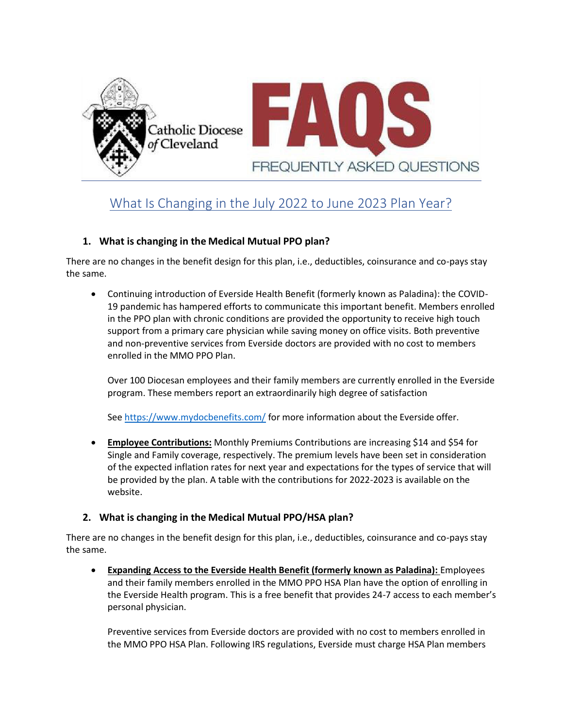Catholic Diocese of Cleveland

# FAQS

FREQUENTLY ASKED QUESTIONS

## What Is Changing in the July 2022 to June 2023 Plan Year?

### 1. What is changing in the Medical Mutual PPO plan?

There are no changes in the benefit design for this plan, i.e., deductibles, coinsurance and co-pays stay the same.

- Continuing introduction of Everside Health Benefit (formerly known as Paladina): the COVID-19 pandemic has hampered efforts to communicate this important benefit. Members enrolled in the PPO plan with chronic conditions are provided the opportunity to receive high touch support from a primary care physician while saving money on office visits. Both preventive and non-preventive services from Everside doctors are provided with no cost to members enrolled in the MMO PPO Plan.

  Over 100 Diocesan employees and their family members are currently enrolled in the Everside program. These members report an extraordinarily high degree of satisfaction

  See https://www.mydocbenefits.com/ for more information about the Everside offer.

- **Employee Contributions:** Monthly Premiums Contributions are increasing $14 and $54 for Single and Family coverage, respectively. The premium levels have been set in consideration of the expected inflation rates for next year and expectations for the types of service that will be provided by the plan. A table with the contributions for 2022-2023 is available on the website.

### 2. What is changing in the Medical Mutual PPO/HSA plan?

There are no changes in the benefit design for this plan, i.e., deductibles, coinsurance and co-pays stay the same.

- **Expanding Access to the Everside Health Benefit (formerly known as Paladina):** Employees and their family members enrolled in the MMO PPO HSA Plan have the option of enrolling in the Everside Health program. This is a free benefit that provides 24-7 access to each member's personal physician.

  Preventive services from Everside doctors are provided with no cost to members enrolled in the MMO PPO HSA Plan. Following IRS regulations, Everside must charge HSA Plan members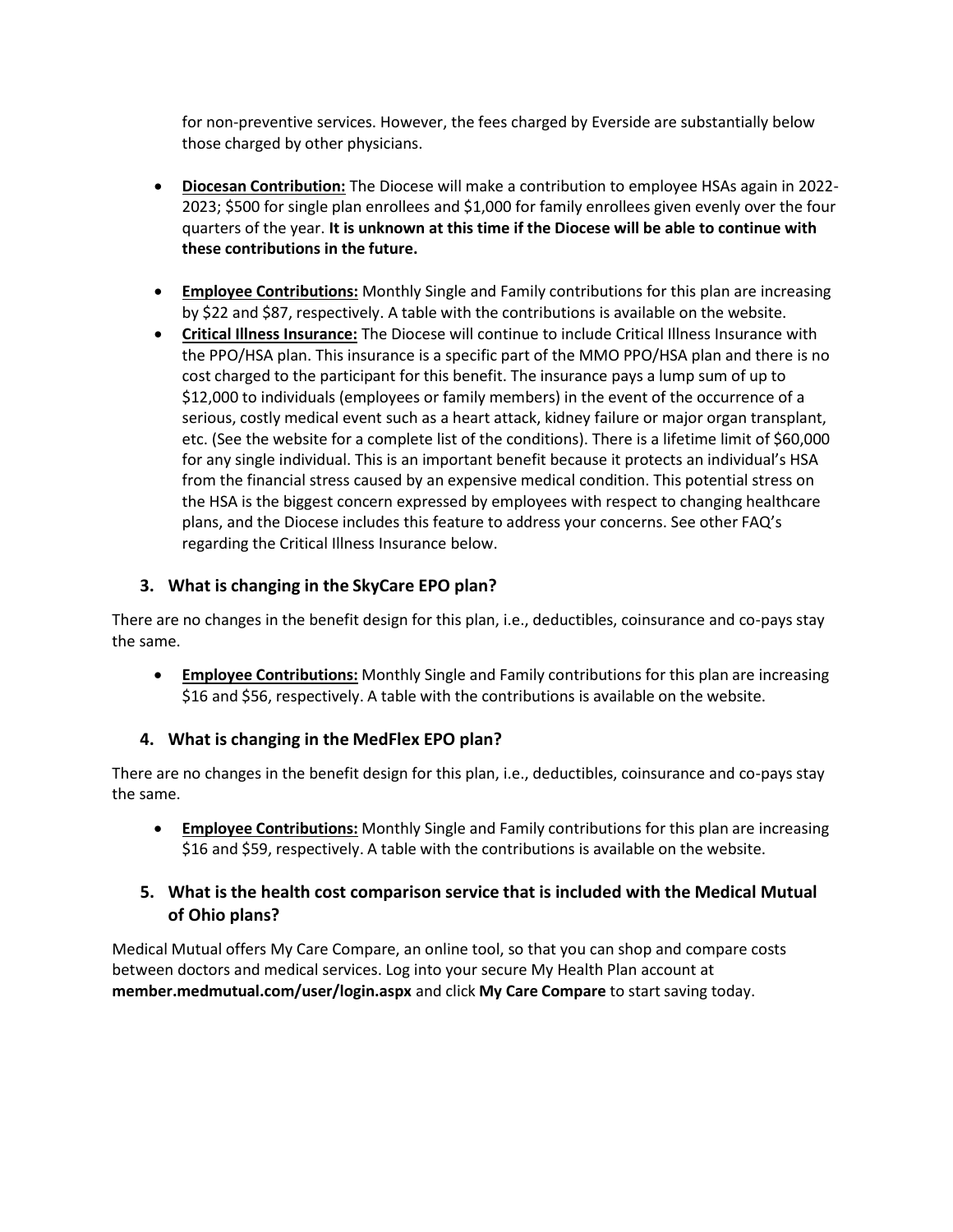for non-preventive services. However, the fees charged by Everside are substantially below those charged by other physicians.

- **Diocesan Contribution:** The Diocese will make a contribution to employee HSAs again in 2022-2023; $500 for single plan enrollees and $1,000 for family enrollees given evenly over the four quarters of the year. **It is unknown at this time if the Diocese will be able to continue with these contributions in the future.**

- **Employee Contributions:** Monthly Single and Family contributions for this plan are increasing by $22 and $87, respectively. A table with the contributions is available on the website.
- **Critical Illness Insurance:** The Diocese will continue to include Critical Illness Insurance with the PPO/HSA plan. This insurance is a specific part of the MMO PPO/HSA plan and there is no cost charged to the participant for this benefit. The insurance pays a lump sum of up to $12,000 to individuals (employees or family members) in the event of the occurrence of a serious, costly medical event such as a heart attack, kidney failure or major organ transplant, etc. (See the website for a complete list of the conditions). There is a lifetime limit of $60,000 for any single individual. This is an important benefit because it protects an individual's HSA from the financial stress caused by an expensive medical condition. This potential stress on the HSA is the biggest concern expressed by employees with respect to changing healthcare plans, and the Diocese includes this feature to address your concerns. See other FAQ's regarding the Critical Illness Insurance below.

### 3. What is changing in the SkyCare EPO plan?

There are no changes in the benefit design for this plan, i.e., deductibles, coinsurance and co-pays stay the same.

- **Employee Contributions:** Monthly Single and Family contributions for this plan are increasing $16 and $56, respectively. A table with the contributions is available on the website.

### 4. What is changing in the MedFlex EPO plan?

There are no changes in the benefit design for this plan, i.e., deductibles, coinsurance and co-pays stay the same.

- **Employee Contributions:** Monthly Single and Family contributions for this plan are increasing $16 and $59, respectively. A table with the contributions is available on the website.

### 5. What is the health cost comparison service that is included with the Medical Mutual of Ohio plans?

Medical Mutual offers My Care Compare, an online tool, so that you can shop and compare costs between doctors and medical services. Log into your secure My Health Plan account at **member.medmutual.com/user/login.aspx** and click **My Care Compare** to start saving today.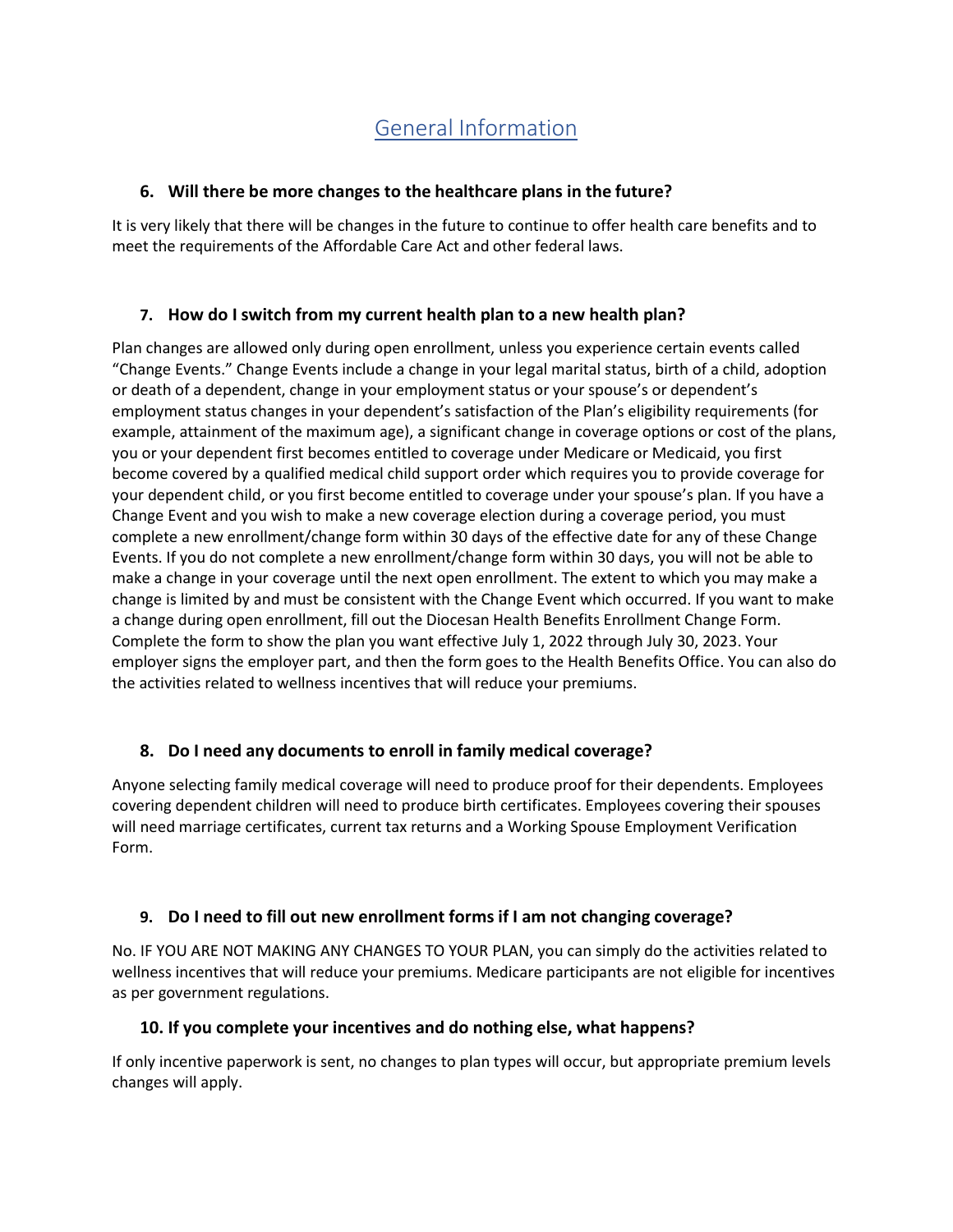## General Information

### 6. Will there be more changes to the healthcare plans in the future?

It is very likely that there will be changes in the future to continue to offer health care benefits and to meet the requirements of the Affordable Care Act and other federal laws.

### 7. How do I switch from my current health plan to a new health plan?

Plan changes are allowed only during open enrollment, unless you experience certain events called "Change Events." Change Events include a change in your legal marital status, birth of a child, adoption or death of a dependent, change in your employment status or your spouse's or dependent's employment status changes in your dependent's satisfaction of the Plan's eligibility requirements (for example, attainment of the maximum age), a significant change in coverage options or cost of the plans, you or your dependent first becomes entitled to coverage under Medicare or Medicaid, you first become covered by a qualified medical child support order which requires you to provide coverage for your dependent child, or you first become entitled to coverage under your spouse's plan. If you have a Change Event and you wish to make a new coverage election during a coverage period, you must complete a new enrollment/change form within 30 days of the effective date for any of these Change Events. If you do not complete a new enrollment/change form within 30 days, you will not be able to make a change in your coverage until the next open enrollment. The extent to which you may make a change is limited by and must be consistent with the Change Event which occurred. If you want to make a change during open enrollment, fill out the Diocesan Health Benefits Enrollment Change Form. Complete the form to show the plan you want effective July 1, 2022 through July 30, 2023. Your employer signs the employer part, and then the form goes to the Health Benefits Office. You can also do the activities related to wellness incentives that will reduce your premiums.

### 8. Do I need any documents to enroll in family medical coverage?

Anyone selecting family medical coverage will need to produce proof for their dependents. Employees covering dependent children will need to produce birth certificates. Employees covering their spouses will need marriage certificates, current tax returns and a Working Spouse Employment Verification Form.

### 9. Do I need to fill out new enrollment forms if I am not changing coverage?

No. IF YOU ARE NOT MAKING ANY CHANGES TO YOUR PLAN, you can simply do the activities related to wellness incentives that will reduce your premiums. Medicare participants are not eligible for incentives as per government regulations.

### 10. If you complete your incentives and do nothing else, what happens?

If only incentive paperwork is sent, no changes to plan types will occur, but appropriate premium levels changes will apply.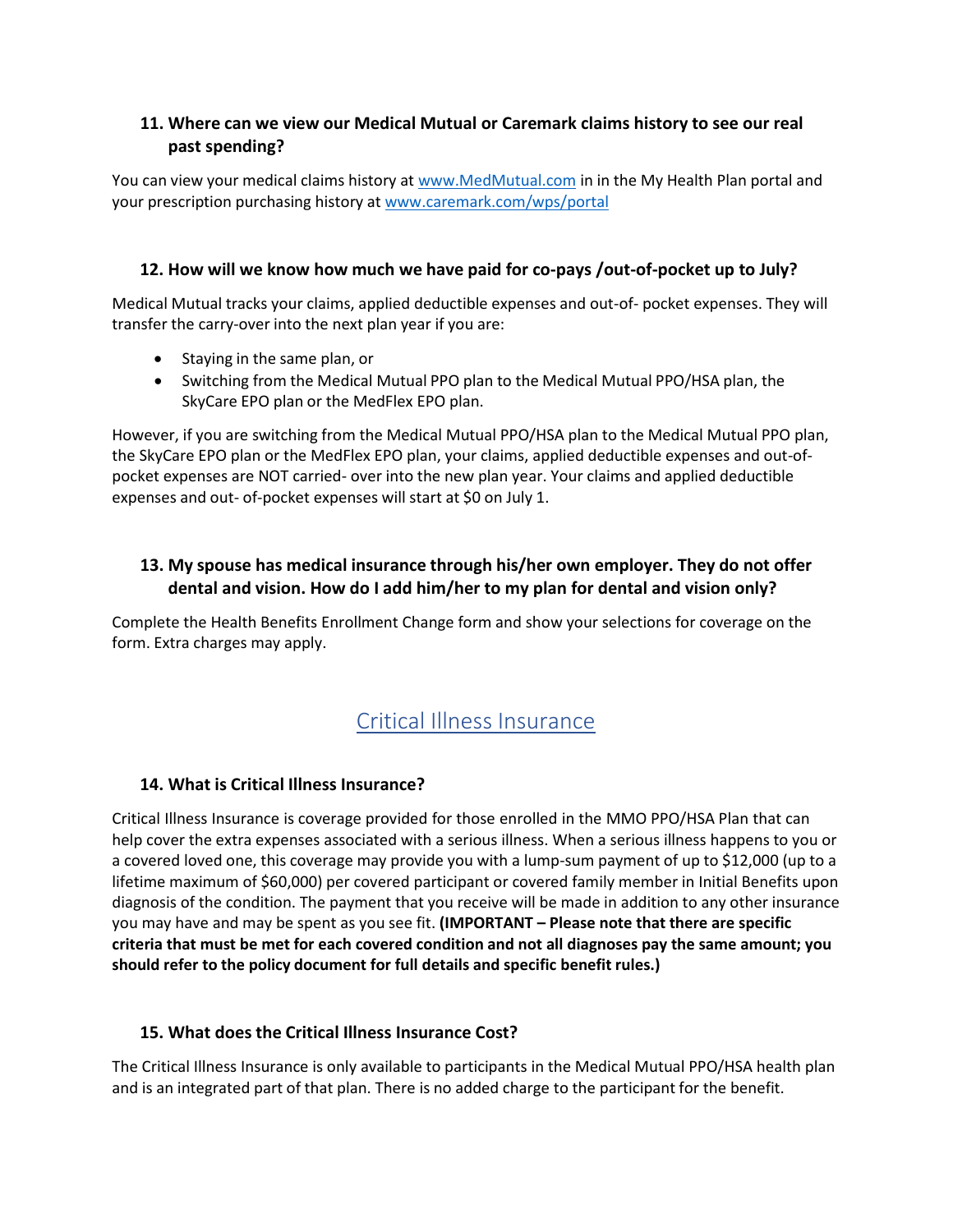### 11. Where can we view our Medical Mutual or Caremark claims history to see our real past spending?

You can view your medical claims history at [www.MedMutual.com](http://www.MedMutual.com) in in the My Health Plan portal and your prescription purchasing history at [www.caremark.com/wps/portal](http://www.caremark.com/wps/portal)

### 12. How will we know how much we have paid for co-pays /out-of-pocket up to July?

Medical Mutual tracks your claims, applied deductible expenses and out-of- pocket expenses. They will transfer the carry-over into the next plan year if you are:

- Staying in the same plan, or
- Switching from the Medical Mutual PPO plan to the Medical Mutual PPO/HSA plan, the SkyCare EPO plan or the MedFlex EPO plan.

However, if you are switching from the Medical Mutual PPO/HSA plan to the Medical Mutual PPO plan, the SkyCare EPO plan or the MedFlex EPO plan, your claims, applied deductible expenses and out-of-pocket expenses are NOT carried- over into the new plan year. Your claims and applied deductible expenses and out- of-pocket expenses will start at $0 on July 1.

### 13. My spouse has medical insurance through his/her own employer. They do not offer dental and vision. How do I add him/her to my plan for dental and vision only?

Complete the Health Benefits Enrollment Change form and show your selections for coverage on the form. Extra charges may apply.

## Critical Illness Insurance

### 14. What is Critical Illness Insurance?

Critical Illness Insurance is coverage provided for those enrolled in the MMO PPO/HSA Plan that can help cover the extra expenses associated with a serious illness. When a serious illness happens to you or a covered loved one, this coverage may provide you with a lump-sum payment of up to $12,000 (up to a lifetime maximum of $60,000) per covered participant or covered family member in Initial Benefits upon diagnosis of the condition. The payment that you receive will be made in addition to any other insurance you may have and may be spent as you see fit. **(IMPORTANT – Please note that there are specific criteria that must be met for each covered condition and not all diagnoses pay the same amount; you should refer to the policy document for full details and specific benefit rules.)**

### 15. What does the Critical Illness Insurance Cost?

The Critical Illness Insurance is only available to participants in the Medical Mutual PPO/HSA health plan and is an integrated part of that plan. There is no added charge to the participant for the benefit.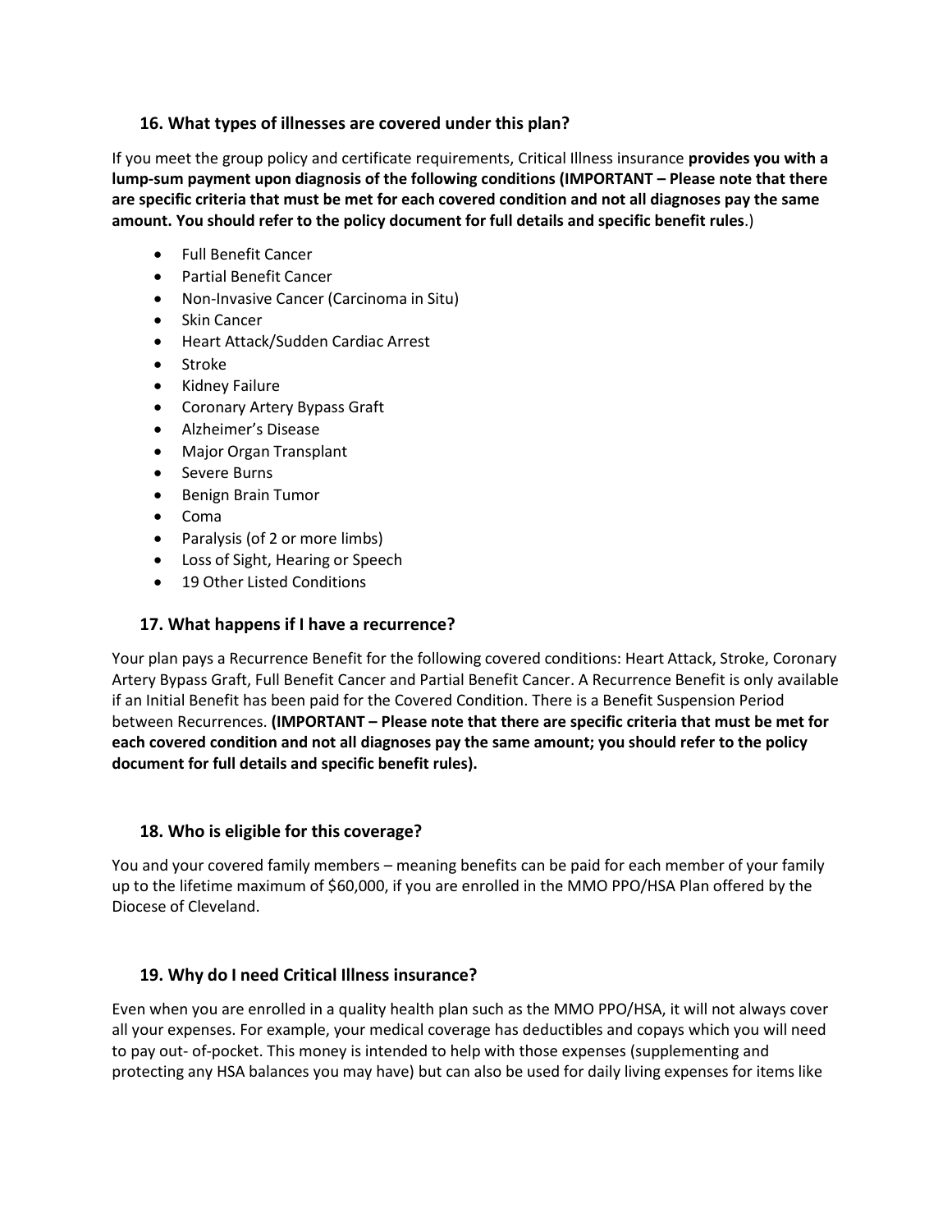### 16. What types of illnesses are covered under this plan?

If you meet the group policy and certificate requirements, Critical Illness insurance **provides you with a lump-sum payment upon diagnosis of the following conditions (IMPORTANT – Please note that there are specific criteria that must be met for each covered condition and not all diagnoses pay the same amount. You should refer to the policy document for full details and specific benefit rules**.)

- Full Benefit Cancer
- Partial Benefit Cancer
- Non-Invasive Cancer (Carcinoma in Situ)
- Skin Cancer
- Heart Attack/Sudden Cardiac Arrest
- Stroke
- Kidney Failure
- Coronary Artery Bypass Graft
- Alzheimer's Disease
- Major Organ Transplant
- Severe Burns
- Benign Brain Tumor
- Coma
- Paralysis (of 2 or more limbs)
- Loss of Sight, Hearing or Speech
- 19 Other Listed Conditions

### 17. What happens if I have a recurrence?

Your plan pays a Recurrence Benefit for the following covered conditions: Heart Attack, Stroke, Coronary Artery Bypass Graft, Full Benefit Cancer and Partial Benefit Cancer. A Recurrence Benefit is only available if an Initial Benefit has been paid for the Covered Condition. There is a Benefit Suspension Period between Recurrences. **(IMPORTANT – Please note that there are specific criteria that must be met for each covered condition and not all diagnoses pay the same amount; you should refer to the policy document for full details and specific benefit rules).**

### 18. Who is eligible for this coverage?

You and your covered family members – meaning benefits can be paid for each member of your family up to the lifetime maximum of $60,000, if you are enrolled in the MMO PPO/HSA Plan offered by the Diocese of Cleveland.

### 19. Why do I need Critical Illness insurance?

Even when you are enrolled in a quality health plan such as the MMO PPO/HSA, it will not always cover all your expenses. For example, your medical coverage has deductibles and copays which you will need to pay out- of-pocket. This money is intended to help with those expenses (supplementing and protecting any HSA balances you may have) but can also be used for daily living expenses for items like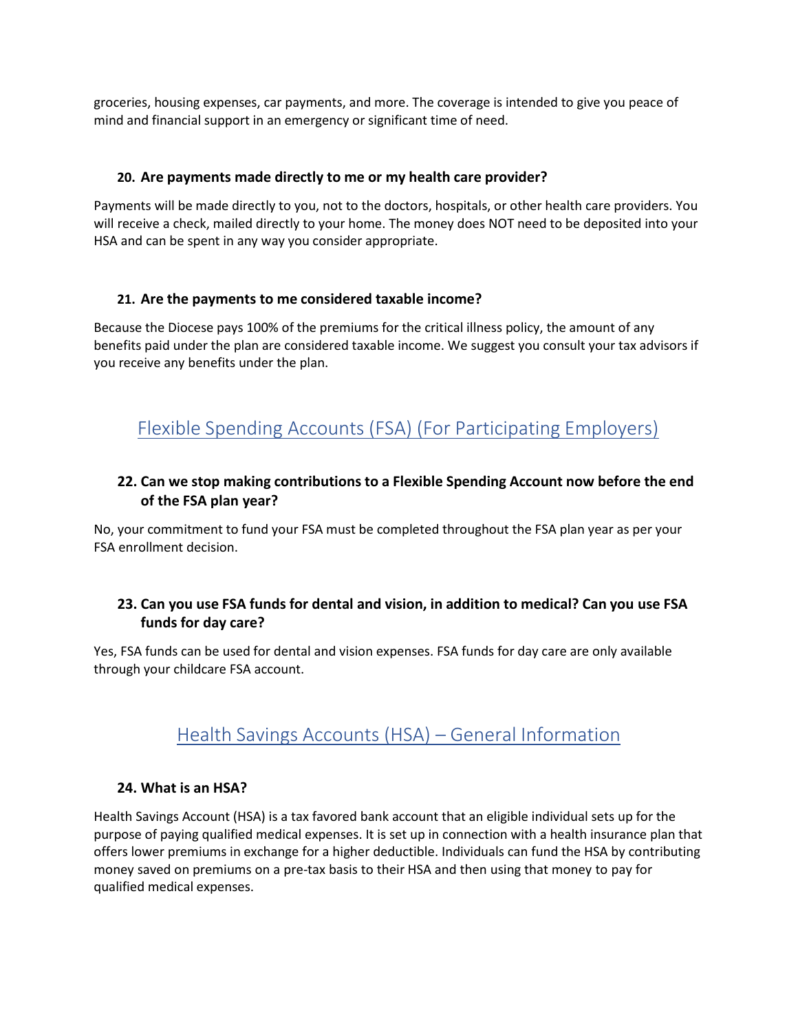groceries, housing expenses, car payments, and more. The coverage is intended to give you peace of mind and financial support in an emergency or significant time of need.

### 20. Are payments made directly to me or my health care provider?

Payments will be made directly to you, not to the doctors, hospitals, or other health care providers. You will receive a check, mailed directly to your home. The money does NOT need to be deposited into your HSA and can be spent in any way you consider appropriate.

### 21. Are the payments to me considered taxable income?

Because the Diocese pays 100% of the premiums for the critical illness policy, the amount of any benefits paid under the plan are considered taxable income. We suggest you consult your tax advisors if you receive any benefits under the plan.

## Flexible Spending Accounts (FSA) (For Participating Employers)

### 22. Can we stop making contributions to a Flexible Spending Account now before the end of the FSA plan year?

No, your commitment to fund your FSA must be completed throughout the FSA plan year as per your FSA enrollment decision.

### 23. Can you use FSA funds for dental and vision, in addition to medical? Can you use FSA funds for day care?

Yes, FSA funds can be used for dental and vision expenses. FSA funds for day care are only available through your childcare FSA account.

## Health Savings Accounts (HSA) – General Information

### 24. What is an HSA?

Health Savings Account (HSA) is a tax favored bank account that an eligible individual sets up for the purpose of paying qualified medical expenses. It is set up in connection with a health insurance plan that offers lower premiums in exchange for a higher deductible. Individuals can fund the HSA by contributing money saved on premiums on a pre-tax basis to their HSA and then using that money to pay for qualified medical expenses.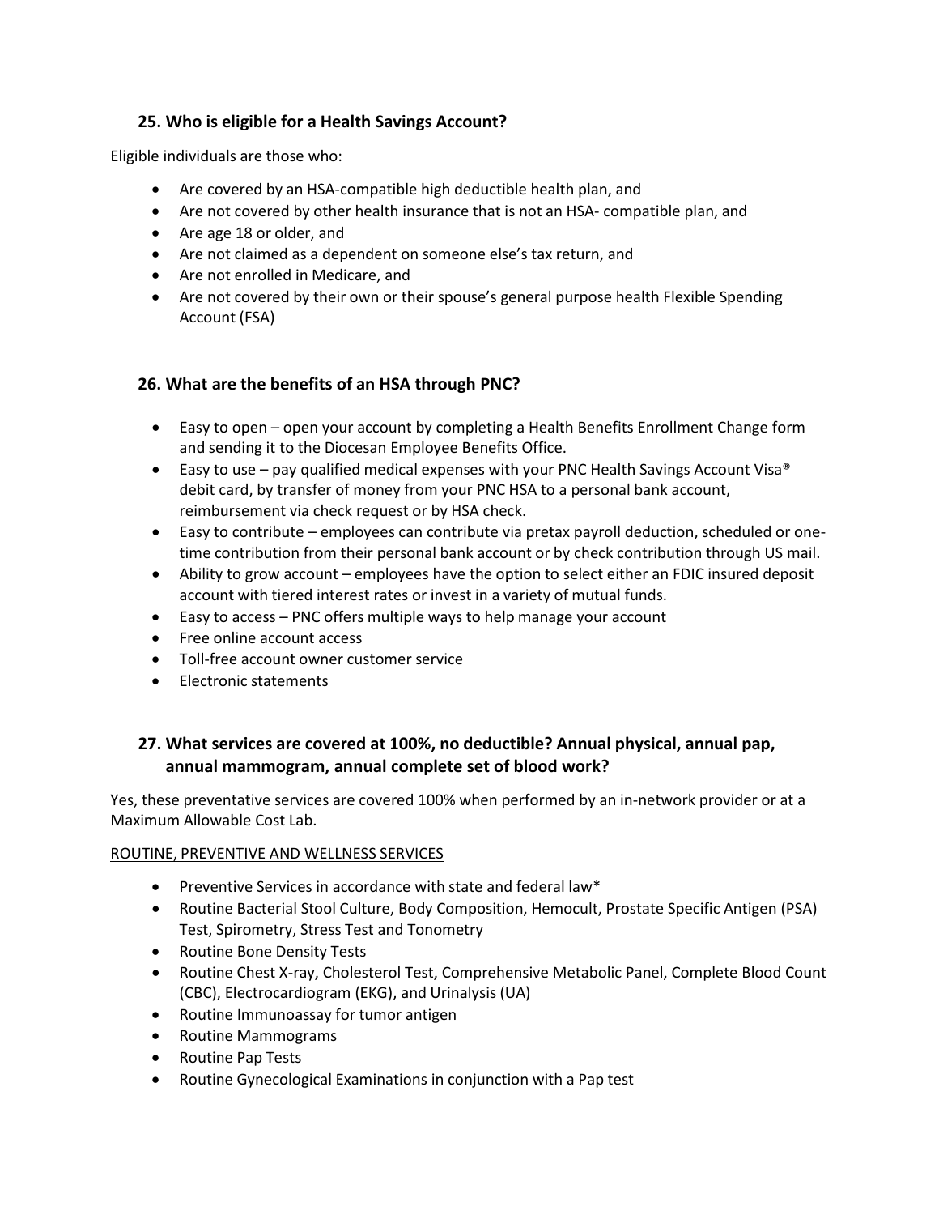### 25. Who is eligible for a Health Savings Account?

Eligible individuals are those who:

- Are covered by an HSA-compatible high deductible health plan, and
- Are not covered by other health insurance that is not an HSA- compatible plan, and
- Are age 18 or older, and
- Are not claimed as a dependent on someone else's tax return, and
- Are not enrolled in Medicare, and
- Are not covered by their own or their spouse's general purpose health Flexible Spending Account (FSA)

### 26. What are the benefits of an HSA through PNC?

- Easy to open – open your account by completing a Health Benefits Enrollment Change form and sending it to the Diocesan Employee Benefits Office.
- Easy to use – pay qualified medical expenses with your PNC Health Savings Account Visa® debit card, by transfer of money from your PNC HSA to a personal bank account, reimbursement via check request or by HSA check.
- Easy to contribute – employees can contribute via pretax payroll deduction, scheduled or one-time contribution from their personal bank account or by check contribution through US mail.
- Ability to grow account – employees have the option to select either an FDIC insured deposit account with tiered interest rates or invest in a variety of mutual funds.
- Easy to access – PNC offers multiple ways to help manage your account
- Free online account access
- Toll-free account owner customer service
- Electronic statements

### 27. What services are covered at 100%, no deductible? Annual physical, annual pap, annual mammogram, annual complete set of blood work?

Yes, these preventative services are covered 100% when performed by an in-network provider or at a Maximum Allowable Cost Lab.

ROUTINE, PREVENTIVE AND WELLNESS SERVICES

- Preventive Services in accordance with state and federal law*
- Routine Bacterial Stool Culture, Body Composition, Hemocult, Prostate Specific Antigen (PSA) Test, Spirometry, Stress Test and Tonometry
- Routine Bone Density Tests
- Routine Chest X-ray, Cholesterol Test, Comprehensive Metabolic Panel, Complete Blood Count (CBC), Electrocardiogram (EKG), and Urinalysis (UA)
- Routine Immunoassay for tumor antigen
- Routine Mammograms
- Routine Pap Tests
- Routine Gynecological Examinations in conjunction with a Pap test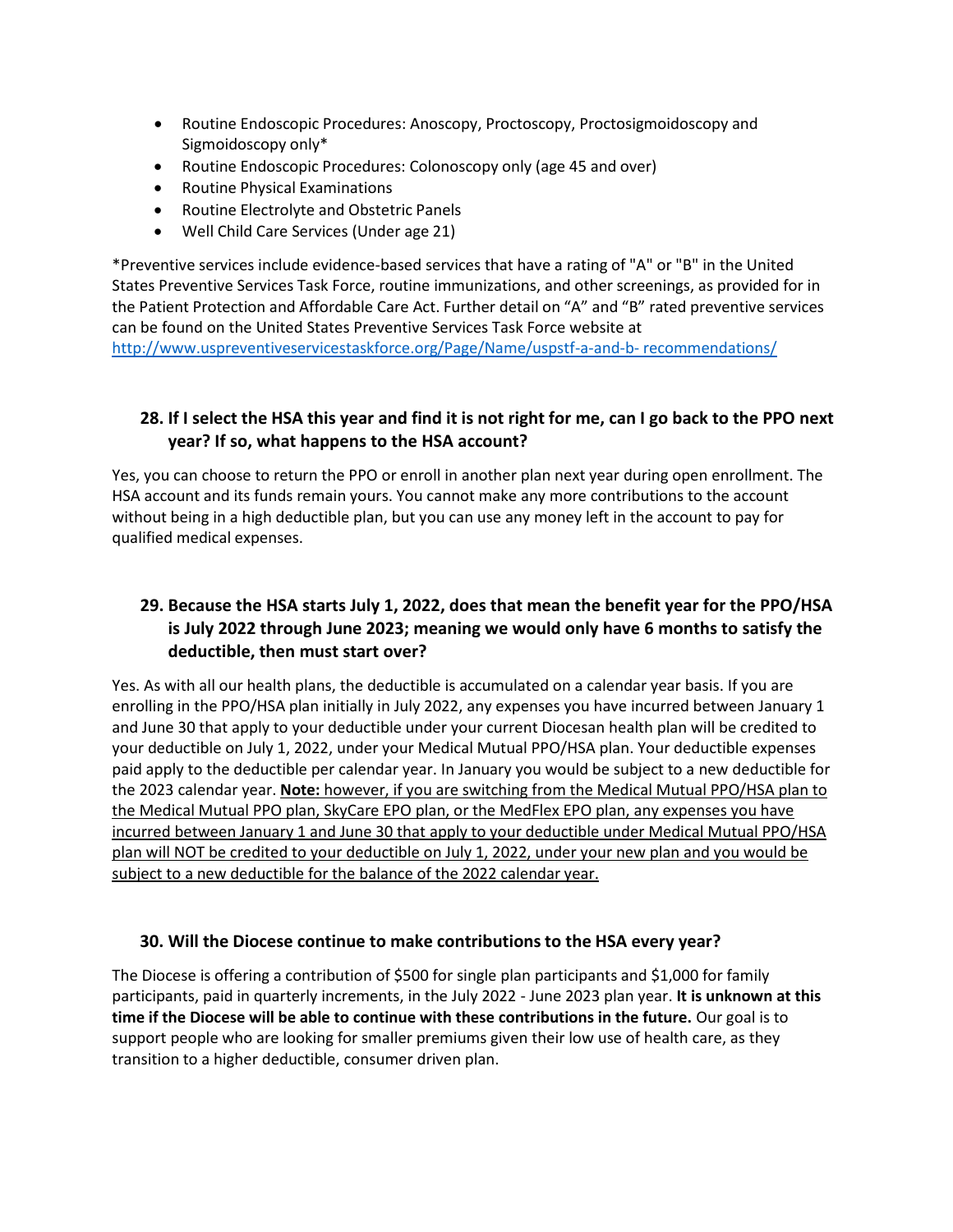- Routine Endoscopic Procedures: Anoscopy, Proctoscopy, Proctosigmoidoscopy and Sigmoidoscopy only*
- Routine Endoscopic Procedures: Colonoscopy only (age 45 and over)
- Routine Physical Examinations
- Routine Electrolyte and Obstetric Panels
- Well Child Care Services (Under age 21)

*Preventive services include evidence-based services that have a rating of "A" or "B" in the United States Preventive Services Task Force, routine immunizations, and other screenings, as provided for in the Patient Protection and Affordable Care Act. Further detail on "A" and "B" rated preventive services can be found on the United States Preventive Services Task Force website at [http://www.uspreventiveservicestaskforce.org/Page/Name/uspstf-a-and-b- recommendations/](http://www.uspreventiveservicestaskforce.org/Page/Name/uspstf-a-and-b-recommendations/)

### 28. If I select the HSA this year and find it is not right for me, can I go back to the PPO next year? If so, what happens to the HSA account?

Yes, you can choose to return the PPO or enroll in another plan next year during open enrollment. The HSA account and its funds remain yours. You cannot make any more contributions to the account without being in a high deductible plan, but you can use any money left in the account to pay for qualified medical expenses.

### 29. Because the HSA starts July 1, 2022, does that mean the benefit year for the PPO/HSA is July 2022 through June 2023; meaning we would only have 6 months to satisfy the deductible, then must start over?

Yes. As with all our health plans, the deductible is accumulated on a calendar year basis. If you are enrolling in the PPO/HSA plan initially in July 2022, any expenses you have incurred between January 1 and June 30 that apply to your deductible under your current Diocesan health plan will be credited to your deductible on July 1, 2022, under your Medical Mutual PPO/HSA plan. Your deductible expenses paid apply to the deductible per calendar year. In January you would be subject to a new deductible for the 2023 calendar year. **Note:** however, if you are switching from the Medical Mutual PPO/HSA plan to the Medical Mutual PPO plan, SkyCare EPO plan, or the MedFlex EPO plan, any expenses you have incurred between January 1 and June 30 that apply to your deductible under Medical Mutual PPO/HSA plan will NOT be credited to your deductible on July 1, 2022, under your new plan and you would be subject to a new deductible for the balance of the 2022 calendar year.

### 30. Will the Diocese continue to make contributions to the HSA every year?

The Diocese is offering a contribution of $500 for single plan participants and $1,000 for family participants, paid in quarterly increments, in the July 2022 - June 2023 plan year. **It is unknown at this time if the Diocese will be able to continue with these contributions in the future.** Our goal is to support people who are looking for smaller premiums given their low use of health care, as they transition to a higher deductible, consumer driven plan.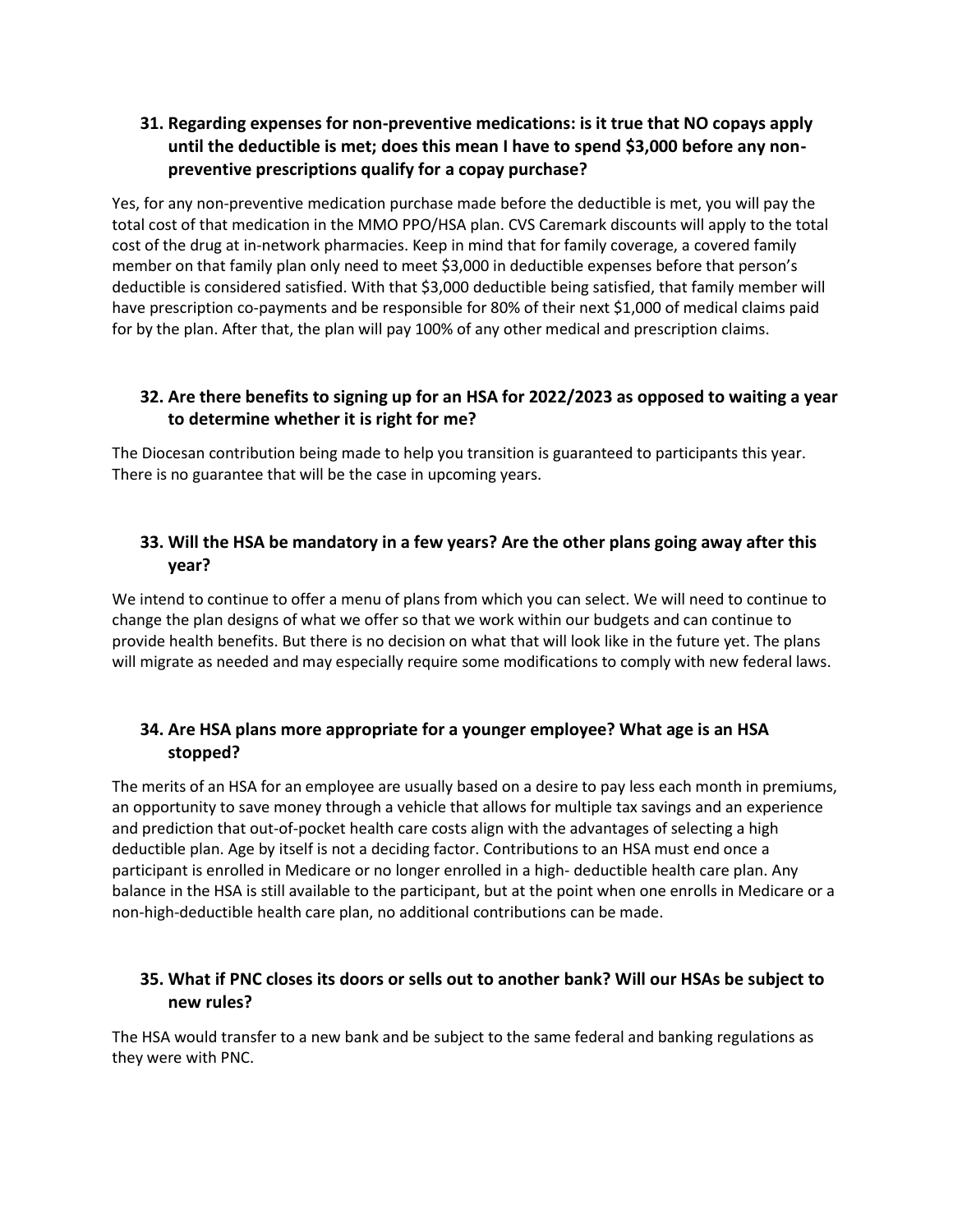### 31. Regarding expenses for non-preventive medications: is it true that NO copays apply until the deductible is met; does this mean I have to spend $3,000 before any non-preventive prescriptions qualify for a copay purchase?

Yes, for any non-preventive medication purchase made before the deductible is met, you will pay the total cost of that medication in the MMO PPO/HSA plan. CVS Caremark discounts will apply to the total cost of the drug at in-network pharmacies. Keep in mind that for family coverage, a covered family member on that family plan only need to meet $3,000 in deductible expenses before that person's deductible is considered satisfied. With that $3,000 deductible being satisfied, that family member will have prescription co-payments and be responsible for 80% of their next $1,000 of medical claims paid for by the plan. After that, the plan will pay 100% of any other medical and prescription claims.

### 32. Are there benefits to signing up for an HSA for 2022/2023 as opposed to waiting a year to determine whether it is right for me?

The Diocesan contribution being made to help you transition is guaranteed to participants this year. There is no guarantee that will be the case in upcoming years.

### 33. Will the HSA be mandatory in a few years? Are the other plans going away after this year?

We intend to continue to offer a menu of plans from which you can select. We will need to continue to change the plan designs of what we offer so that we work within our budgets and can continue to provide health benefits. But there is no decision on what that will look like in the future yet. The plans will migrate as needed and may especially require some modifications to comply with new federal laws.

### 34. Are HSA plans more appropriate for a younger employee? What age is an HSA stopped?

The merits of an HSA for an employee are usually based on a desire to pay less each month in premiums, an opportunity to save money through a vehicle that allows for multiple tax savings and an experience and prediction that out-of-pocket health care costs align with the advantages of selecting a high deductible plan. Age by itself is not a deciding factor. Contributions to an HSA must end once a participant is enrolled in Medicare or no longer enrolled in a high- deductible health care plan. Any balance in the HSA is still available to the participant, but at the point when one enrolls in Medicare or a non-high-deductible health care plan, no additional contributions can be made.

### 35. What if PNC closes its doors or sells out to another bank? Will our HSAs be subject to new rules?

The HSA would transfer to a new bank and be subject to the same federal and banking regulations as they were with PNC.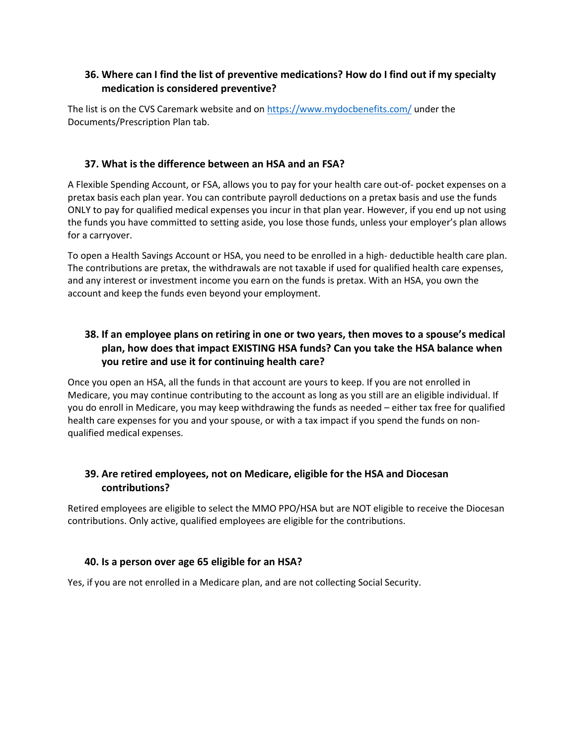### 36. Where can I find the list of preventive medications? How do I find out if my specialty medication is considered preventive?

The list is on the CVS Caremark website and on https://www.mydocbenefits.com/ under the Documents/Prescription Plan tab.

### 37. What is the difference between an HSA and an FSA?

A Flexible Spending Account, or FSA, allows you to pay for your health care out-of- pocket expenses on a pretax basis each plan year. You can contribute payroll deductions on a pretax basis and use the funds ONLY to pay for qualified medical expenses you incur in that plan year. However, if you end up not using the funds you have committed to setting aside, you lose those funds, unless your employer's plan allows for a carryover.

To open a Health Savings Account or HSA, you need to be enrolled in a high- deductible health care plan. The contributions are pretax, the withdrawals are not taxable if used for qualified health care expenses, and any interest or investment income you earn on the funds is pretax. With an HSA, you own the account and keep the funds even beyond your employment.

### 38. If an employee plans on retiring in one or two years, then moves to a spouse's medical plan, how does that impact EXISTING HSA funds? Can you take the HSA balance when you retire and use it for continuing health care?

Once you open an HSA, all the funds in that account are yours to keep. If you are not enrolled in Medicare, you may continue contributing to the account as long as you still are an eligible individual. If you do enroll in Medicare, you may keep withdrawing the funds as needed – either tax free for qualified health care expenses for you and your spouse, or with a tax impact if you spend the funds on non-qualified medical expenses.

### 39. Are retired employees, not on Medicare, eligible for the HSA and Diocesan contributions?

Retired employees are eligible to select the MMO PPO/HSA but are NOT eligible to receive the Diocesan contributions. Only active, qualified employees are eligible for the contributions.

### 40. Is a person over age 65 eligible for an HSA?

Yes, if you are not enrolled in a Medicare plan, and are not collecting Social Security.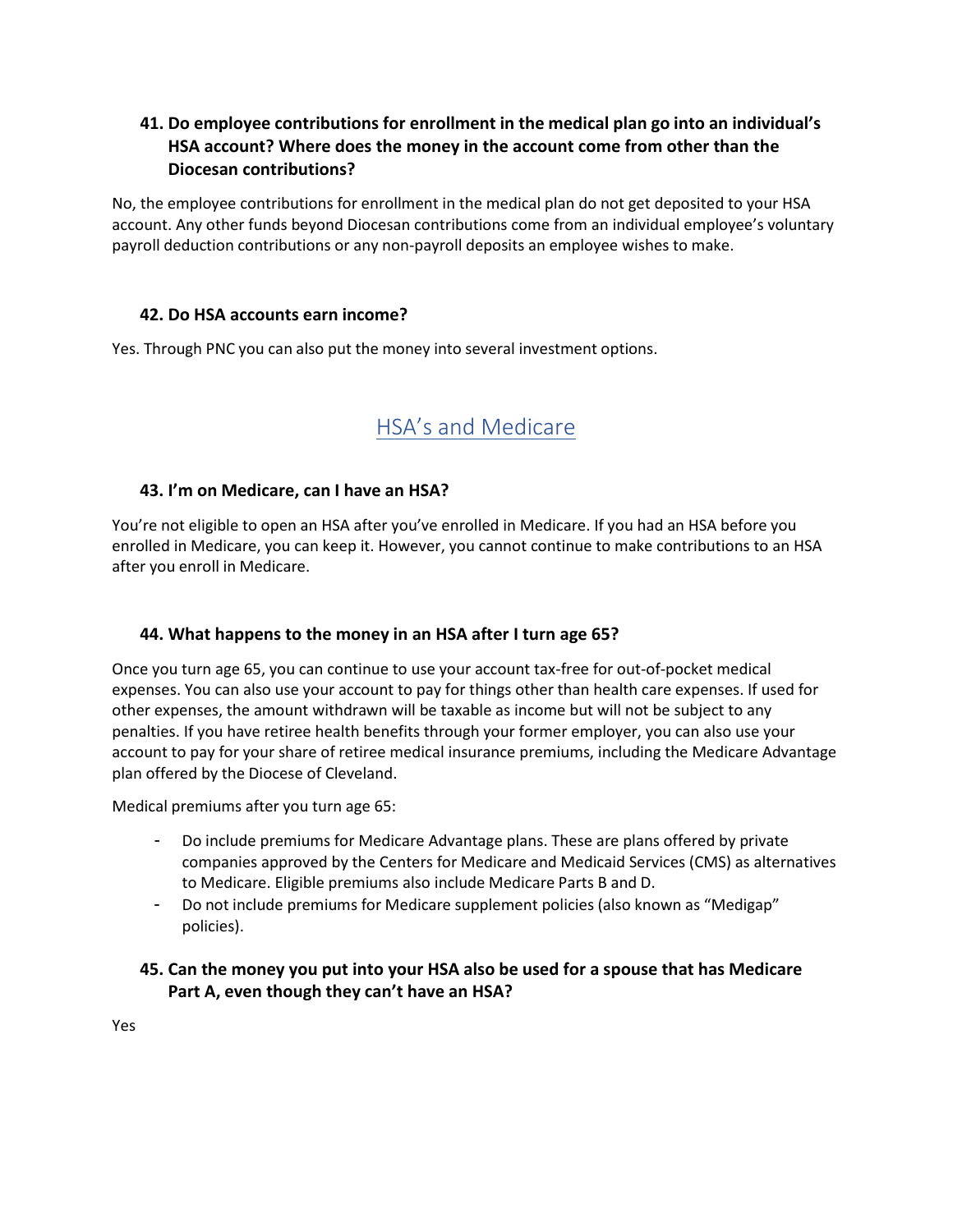### 41. Do employee contributions for enrollment in the medical plan go into an individual's HSA account? Where does the money in the account come from other than the Diocesan contributions?

No, the employee contributions for enrollment in the medical plan do not get deposited to your HSA account. Any other funds beyond Diocesan contributions come from an individual employee's voluntary payroll deduction contributions or any non-payroll deposits an employee wishes to make.

### 42. Do HSA accounts earn income?

Yes. Through PNC you can also put the money into several investment options.

## HSA's and Medicare

### 43. I'm on Medicare, can I have an HSA?

You're not eligible to open an HSA after you've enrolled in Medicare. If you had an HSA before you enrolled in Medicare, you can keep it. However, you cannot continue to make contributions to an HSA after you enroll in Medicare.

### 44. What happens to the money in an HSA after I turn age 65?

Once you turn age 65, you can continue to use your account tax-free for out-of-pocket medical expenses. You can also use your account to pay for things other than health care expenses. If used for other expenses, the amount withdrawn will be taxable as income but will not be subject to any penalties. If you have retiree health benefits through your former employer, you can also use your account to pay for your share of retiree medical insurance premiums, including the Medicare Advantage plan offered by the Diocese of Cleveland.

Medical premiums after you turn age 65:

- Do include premiums for Medicare Advantage plans. These are plans offered by private companies approved by the Centers for Medicare and Medicaid Services (CMS) as alternatives to Medicare. Eligible premiums also include Medicare Parts B and D.
- Do not include premiums for Medicare supplement policies (also known as "Medigap" policies).

### 45. Can the money you put into your HSA also be used for a spouse that has Medicare Part A, even though they can't have an HSA?

Yes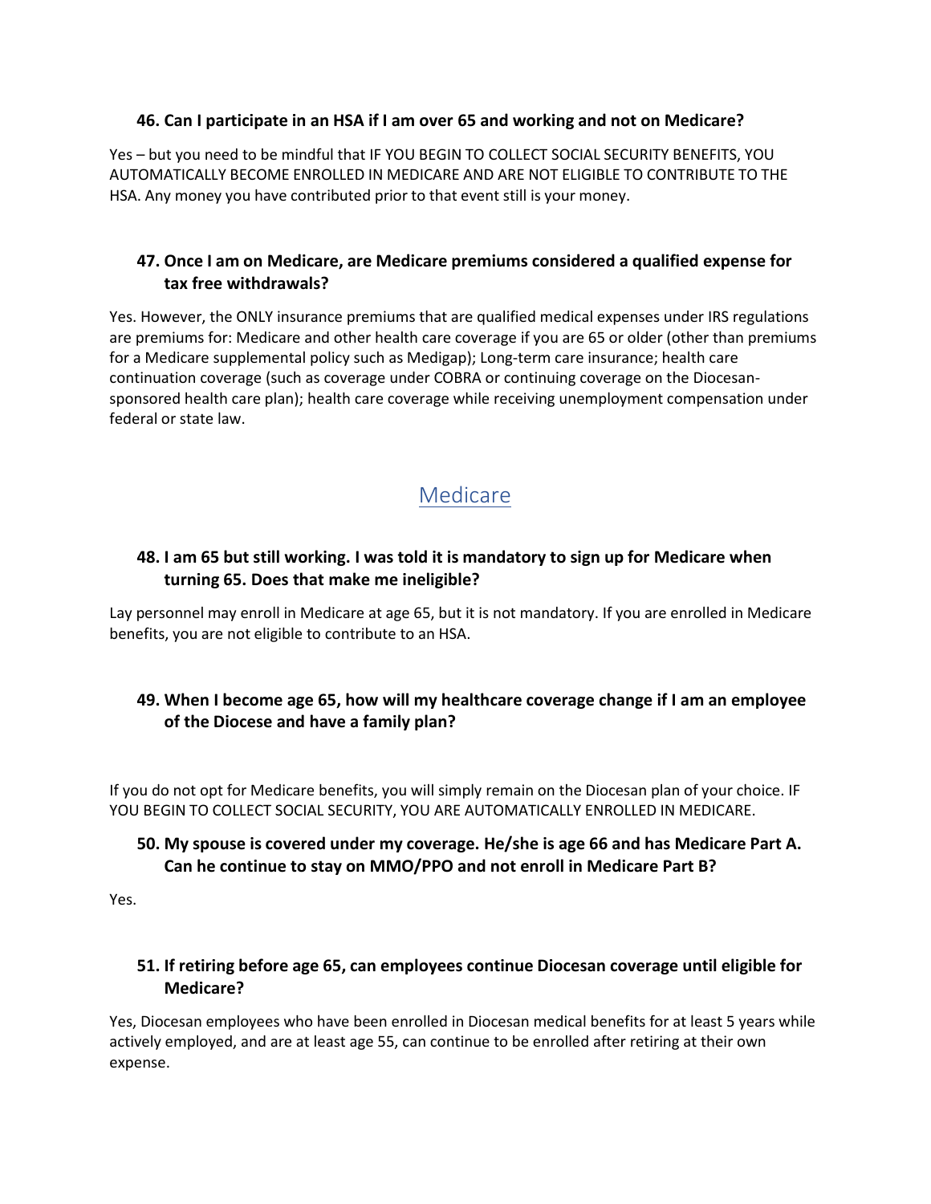### 46. Can I participate in an HSA if I am over 65 and working and not on Medicare?

Yes – but you need to be mindful that IF YOU BEGIN TO COLLECT SOCIAL SECURITY BENEFITS, YOU AUTOMATICALLY BECOME ENROLLED IN MEDICARE AND ARE NOT ELIGIBLE TO CONTRIBUTE TO THE HSA. Any money you have contributed prior to that event still is your money.

### 47. Once I am on Medicare, are Medicare premiums considered a qualified expense for tax free withdrawals?

Yes. However, the ONLY insurance premiums that are qualified medical expenses under IRS regulations are premiums for: Medicare and other health care coverage if you are 65 or older (other than premiums for a Medicare supplemental policy such as Medigap); Long-term care insurance; health care continuation coverage (such as coverage under COBRA or continuing coverage on the Diocesan-sponsored health care plan); health care coverage while receiving unemployment compensation under federal or state law.

## Medicare

### 48. I am 65 but still working. I was told it is mandatory to sign up for Medicare when turning 65. Does that make me ineligible?

Lay personnel may enroll in Medicare at age 65, but it is not mandatory. If you are enrolled in Medicare benefits, you are not eligible to contribute to an HSA.

### 49. When I become age 65, how will my healthcare coverage change if I am an employee of the Diocese and have a family plan?

If you do not opt for Medicare benefits, you will simply remain on the Diocesan plan of your choice. IF YOU BEGIN TO COLLECT SOCIAL SECURITY, YOU ARE AUTOMATICALLY ENROLLED IN MEDICARE.

### 50. My spouse is covered under my coverage. He/she is age 66 and has Medicare Part A. Can he continue to stay on MMO/PPO and not enroll in Medicare Part B?

Yes.

### 51. If retiring before age 65, can employees continue Diocesan coverage until eligible for Medicare?

Yes, Diocesan employees who have been enrolled in Diocesan medical benefits for at least 5 years while actively employed, and are at least age 55, can continue to be enrolled after retiring at their own expense.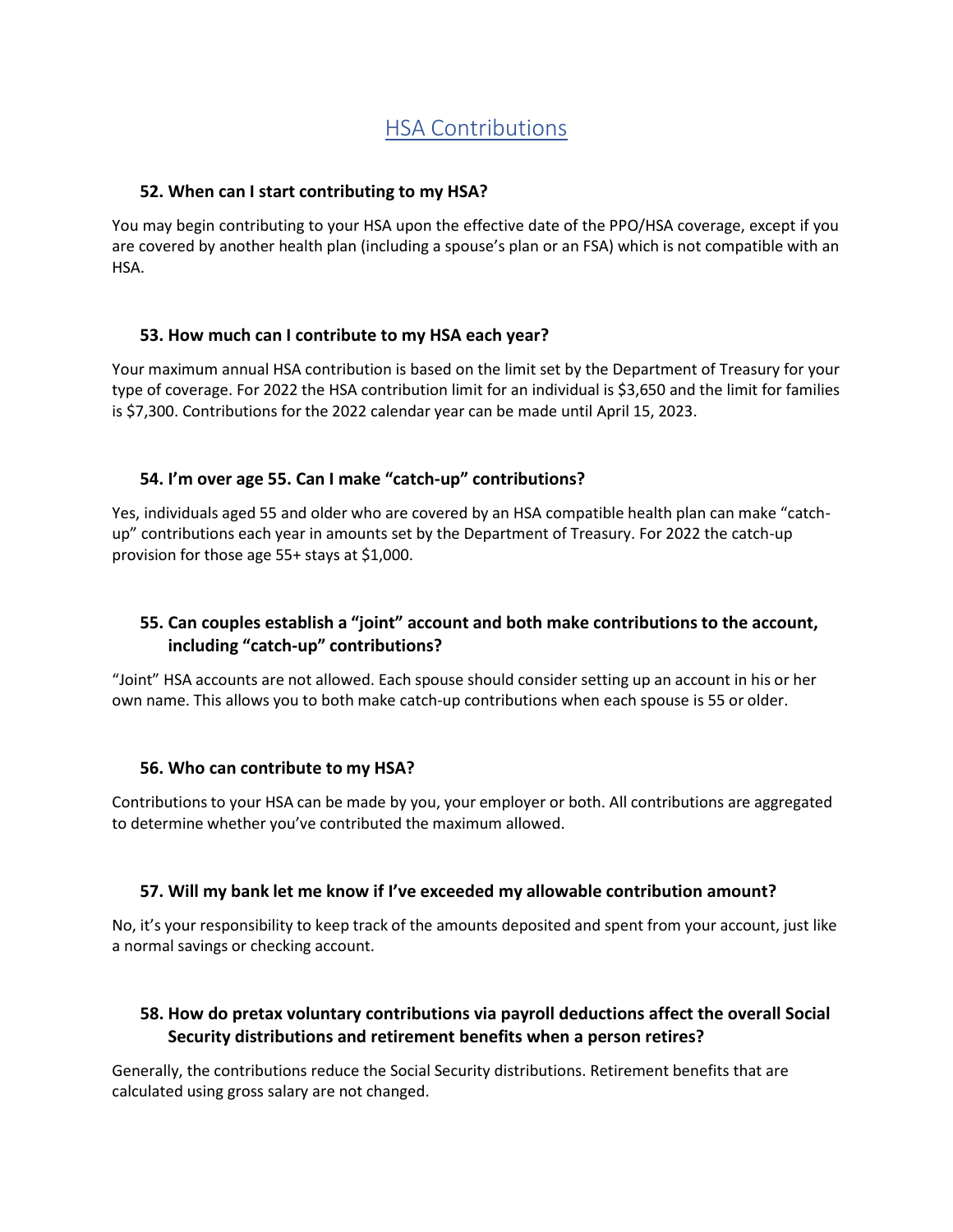# HSA Contributions

### 52. When can I start contributing to my HSA?

You may begin contributing to your HSA upon the effective date of the PPO/HSA coverage, except if you are covered by another health plan (including a spouse's plan or an FSA) which is not compatible with an HSA.

### 53. How much can I contribute to my HSA each year?

Your maximum annual HSA contribution is based on the limit set by the Department of Treasury for your type of coverage. For 2022 the HSA contribution limit for an individual is $3,650 and the limit for families is $7,300. Contributions for the 2022 calendar year can be made until April 15, 2023.

### 54. I'm over age 55. Can I make "catch-up" contributions?

Yes, individuals aged 55 and older who are covered by an HSA compatible health plan can make "catch-up" contributions each year in amounts set by the Department of Treasury. For 2022 the catch-up provision for those age 55+ stays at $1,000.

### 55. Can couples establish a "joint" account and both make contributions to the account, including "catch-up" contributions?

"Joint" HSA accounts are not allowed. Each spouse should consider setting up an account in his or her own name. This allows you to both make catch-up contributions when each spouse is 55 or older.

### 56. Who can contribute to my HSA?

Contributions to your HSA can be made by you, your employer or both. All contributions are aggregated to determine whether you've contributed the maximum allowed.

### 57. Will my bank let me know if I've exceeded my allowable contribution amount?

No, it's your responsibility to keep track of the amounts deposited and spent from your account, just like a normal savings or checking account.

### 58. How do pretax voluntary contributions via payroll deductions affect the overall Social Security distributions and retirement benefits when a person retires?

Generally, the contributions reduce the Social Security distributions. Retirement benefits that are calculated using gross salary are not changed.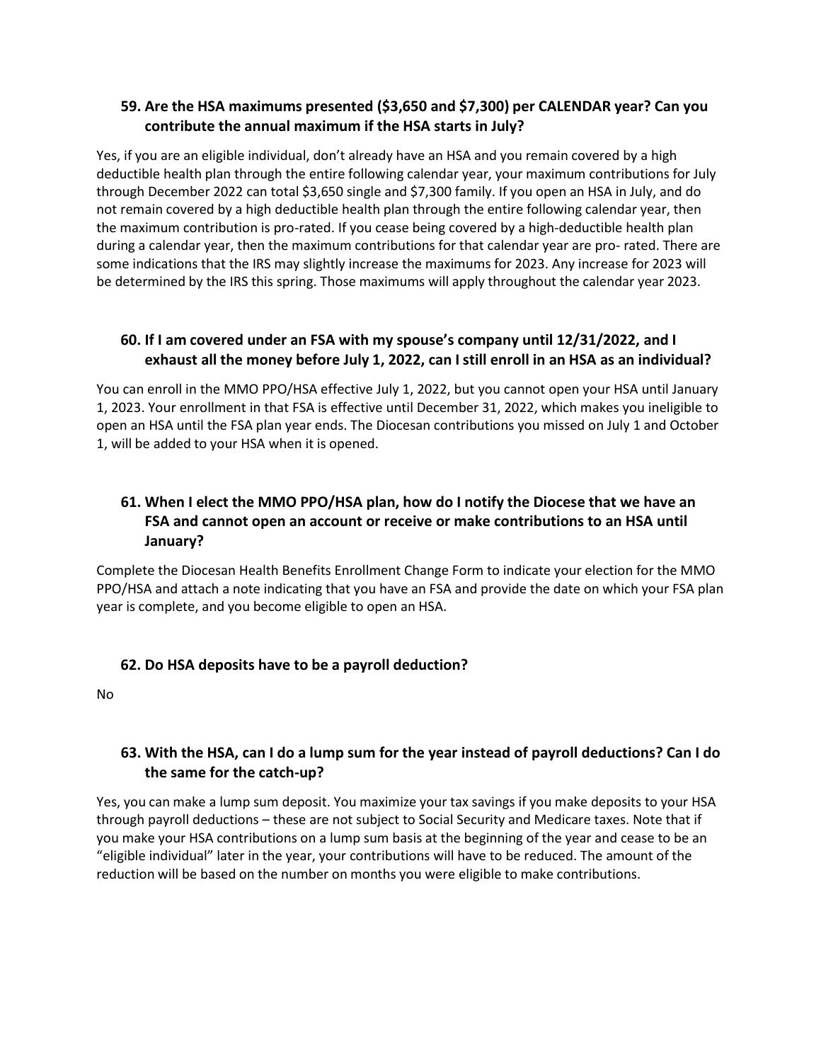### 59. Are the HSA maximums presented ($3,650 and $7,300) per CALENDAR year? Can you contribute the annual maximum if the HSA starts in July?

Yes, if you are an eligible individual, don't already have an HSA and you remain covered by a high deductible health plan through the entire following calendar year, your maximum contributions for July through December 2022 can total $3,650 single and $7,300 family. If you open an HSA in July, and do not remain covered by a high deductible health plan through the entire following calendar year, then the maximum contribution is pro-rated. If you cease being covered by a high-deductible health plan during a calendar year, then the maximum contributions for that calendar year are pro- rated. There are some indications that the IRS may slightly increase the maximums for 2023. Any increase for 2023 will be determined by the IRS this spring. Those maximums will apply throughout the calendar year 2023.

### 60. If I am covered under an FSA with my spouse's company until 12/31/2022, and I exhaust all the money before July 1, 2022, can I still enroll in an HSA as an individual?

You can enroll in the MMO PPO/HSA effective July 1, 2022, but you cannot open your HSA until January 1, 2023. Your enrollment in that FSA is effective until December 31, 2022, which makes you ineligible to open an HSA until the FSA plan year ends. The Diocesan contributions you missed on July 1 and October 1, will be added to your HSA when it is opened.

### 61. When I elect the MMO PPO/HSA plan, how do I notify the Diocese that we have an FSA and cannot open an account or receive or make contributions to an HSA until January?

Complete the Diocesan Health Benefits Enrollment Change Form to indicate your election for the MMO PPO/HSA and attach a note indicating that you have an FSA and provide the date on which your FSA plan year is complete, and you become eligible to open an HSA.

### 62. Do HSA deposits have to be a payroll deduction?

No

### 63. With the HSA, can I do a lump sum for the year instead of payroll deductions? Can I do the same for the catch-up?

Yes, you can make a lump sum deposit. You maximize your tax savings if you make deposits to your HSA through payroll deductions – these are not subject to Social Security and Medicare taxes. Note that if you make your HSA contributions on a lump sum basis at the beginning of the year and cease to be an "eligible individual" later in the year, your contributions will have to be reduced. The amount of the reduction will be based on the number on months you were eligible to make contributions.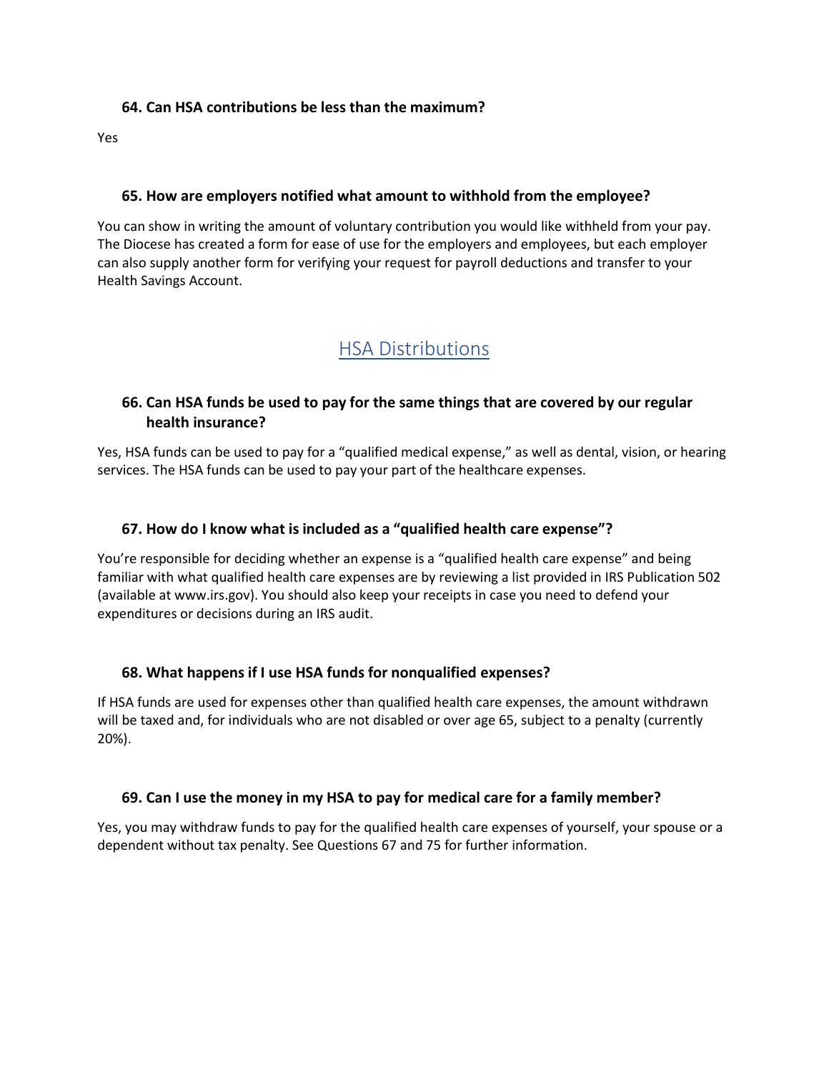### 64. Can HSA contributions be less than the maximum?

Yes

### 65. How are employers notified what amount to withhold from the employee?

You can show in writing the amount of voluntary contribution you would like withheld from your pay. The Diocese has created a form for ease of use for the employers and employees, but each employer can also supply another form for verifying your request for payroll deductions and transfer to your Health Savings Account.

## HSA Distributions

### 66. Can HSA funds be used to pay for the same things that are covered by our regular health insurance?

Yes, HSA funds can be used to pay for a "qualified medical expense," as well as dental, vision, or hearing services. The HSA funds can be used to pay your part of the healthcare expenses.

### 67. How do I know what is included as a "qualified health care expense"?

You're responsible for deciding whether an expense is a "qualified health care expense" and being familiar with what qualified health care expenses are by reviewing a list provided in IRS Publication 502 (available at www.irs.gov). You should also keep your receipts in case you need to defend your expenditures or decisions during an IRS audit.

### 68. What happens if I use HSA funds for nonqualified expenses?

If HSA funds are used for expenses other than qualified health care expenses, the amount withdrawn will be taxed and, for individuals who are not disabled or over age 65, subject to a penalty (currently 20%).

### 69. Can I use the money in my HSA to pay for medical care for a family member?

Yes, you may withdraw funds to pay for the qualified health care expenses of yourself, your spouse or a dependent without tax penalty. See Questions 67 and 75 for further information.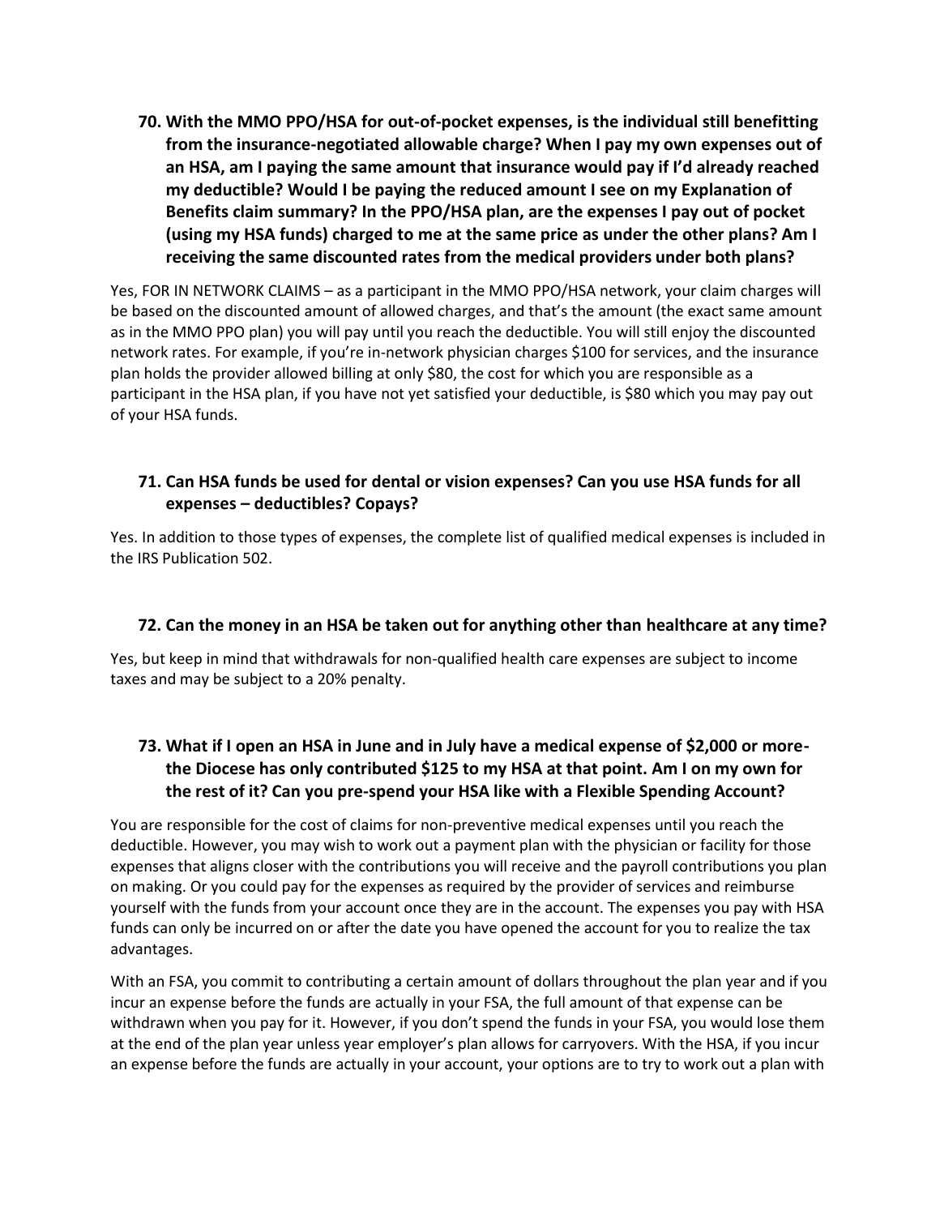**70. With the MMO PPO/HSA for out-of-pocket expenses, is the individual still benefitting from the insurance-negotiated allowable charge? When I pay my own expenses out of an HSA, am I paying the same amount that insurance would pay if I'd already reached my deductible? Would I be paying the reduced amount I see on my Explanation of Benefits claim summary? In the PPO/HSA plan, are the expenses I pay out of pocket (using my HSA funds) charged to me at the same price as under the other plans? Am I receiving the same discounted rates from the medical providers under both plans?**

Yes, FOR IN NETWORK CLAIMS – as a participant in the MMO PPO/HSA network, your claim charges will be based on the discounted amount of allowed charges, and that's the amount (the exact same amount as in the MMO PPO plan) you will pay until you reach the deductible. You will still enjoy the discounted network rates. For example, if you're in-network physician charges $100 for services, and the insurance plan holds the provider allowed billing at only $80, the cost for which you are responsible as a participant in the HSA plan, if you have not yet satisfied your deductible, is $80 which you may pay out of your HSA funds.

**71. Can HSA funds be used for dental or vision expenses? Can you use HSA funds for all expenses – deductibles? Copays?**

Yes. In addition to those types of expenses, the complete list of qualified medical expenses is included in the IRS Publication 502.

**72. Can the money in an HSA be taken out for anything other than healthcare at any time?**

Yes, but keep in mind that withdrawals for non-qualified health care expenses are subject to income taxes and may be subject to a 20% penalty.

**73. What if I open an HSA in June and in July have a medical expense of $2,000 or more- the Diocese has only contributed $125 to my HSA at that point. Am I on my own for the rest of it? Can you pre-spend your HSA like with a Flexible Spending Account?**

You are responsible for the cost of claims for non-preventive medical expenses until you reach the deductible. However, you may wish to work out a payment plan with the physician or facility for those expenses that aligns closer with the contributions you will receive and the payroll contributions you plan on making. Or you could pay for the expenses as required by the provider of services and reimburse yourself with the funds from your account once they are in the account. The expenses you pay with HSA funds can only be incurred on or after the date you have opened the account for you to realize the tax advantages.

With an FSA, you commit to contributing a certain amount of dollars throughout the plan year and if you incur an expense before the funds are actually in your FSA, the full amount of that expense can be withdrawn when you pay for it. However, if you don't spend the funds in your FSA, you would lose them at the end of the plan year unless year employer's plan allows for carryovers. With the HSA, if you incur an expense before the funds are actually in your account, your options are to try to work out a plan with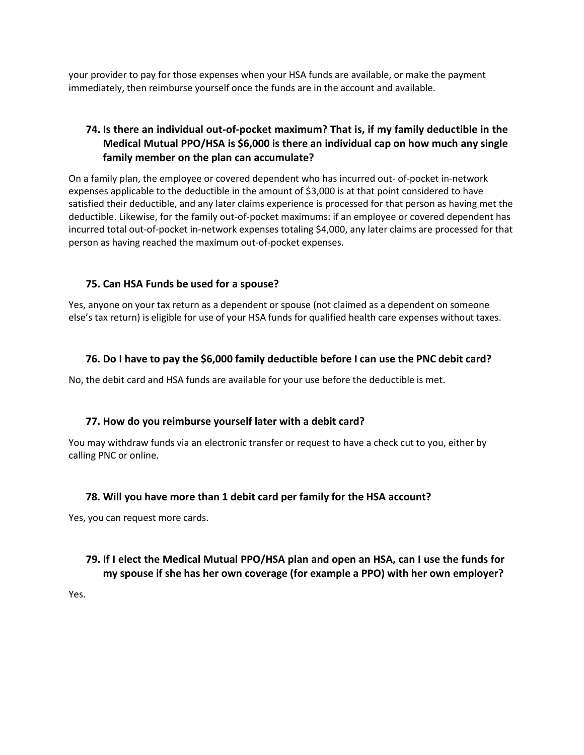your provider to pay for those expenses when your HSA funds are available, or make the payment immediately, then reimburse yourself once the funds are in the account and available.

### 74. Is there an individual out-of-pocket maximum? That is, if my family deductible in the Medical Mutual PPO/HSA is $6,000 is there an individual cap on how much any single family member on the plan can accumulate?

On a family plan, the employee or covered dependent who has incurred out- of-pocket in-network expenses applicable to the deductible in the amount of $3,000 is at that point considered to have satisfied their deductible, and any later claims experience is processed for that person as having met the deductible. Likewise, for the family out-of-pocket maximums: if an employee or covered dependent has incurred total out-of-pocket in-network expenses totaling $4,000, any later claims are processed for that person as having reached the maximum out-of-pocket expenses.

### 75. Can HSA Funds be used for a spouse?

Yes, anyone on your tax return as a dependent or spouse (not claimed as a dependent on someone else's tax return) is eligible for use of your HSA funds for qualified health care expenses without taxes.

### 76. Do I have to pay the $6,000 family deductible before I can use the PNC debit card?

No, the debit card and HSA funds are available for your use before the deductible is met.

### 77. How do you reimburse yourself later with a debit card?

You may withdraw funds via an electronic transfer or request to have a check cut to you, either by calling PNC or online.

### 78. Will you have more than 1 debit card per family for the HSA account?

Yes, you can request more cards.

### 79. If I elect the Medical Mutual PPO/HSA plan and open an HSA, can I use the funds for my spouse if she has her own coverage (for example a PPO) with her own employer?

Yes.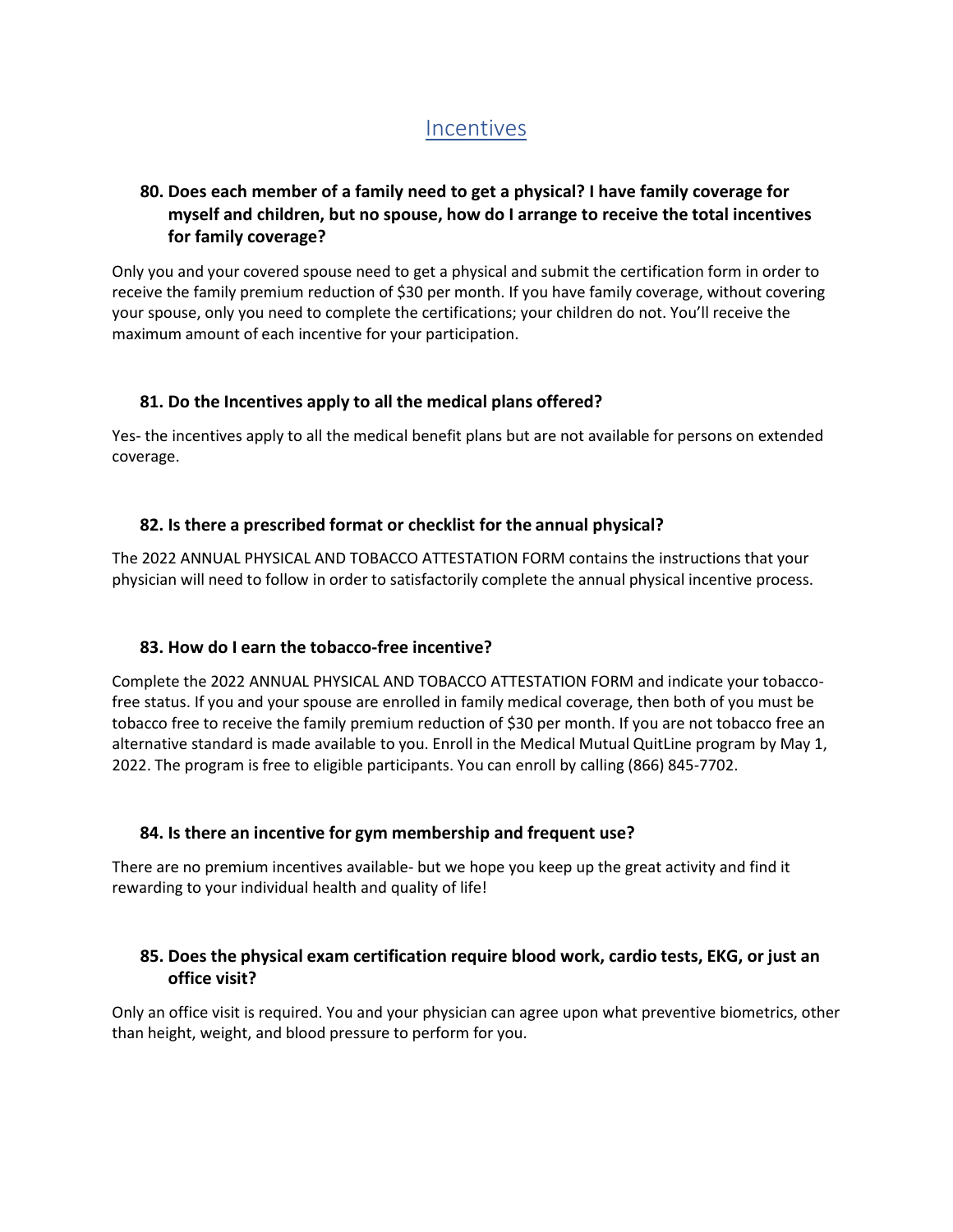# Incentives

### 80. Does each member of a family need to get a physical? I have family coverage for myself and children, but no spouse, how do I arrange to receive the total incentives for family coverage?

Only you and your covered spouse need to get a physical and submit the certification form in order to receive the family premium reduction of $30 per month. If you have family coverage, without covering your spouse, only you need to complete the certifications; your children do not. You'll receive the maximum amount of each incentive for your participation.

### 81. Do the Incentives apply to all the medical plans offered?

Yes- the incentives apply to all the medical benefit plans but are not available for persons on extended coverage.

### 82. Is there a prescribed format or checklist for the annual physical?

The 2022 ANNUAL PHYSICAL AND TOBACCO ATTESTATION FORM contains the instructions that your physician will need to follow in order to satisfactorily complete the annual physical incentive process.

### 83. How do I earn the tobacco-free incentive?

Complete the 2022 ANNUAL PHYSICAL AND TOBACCO ATTESTATION FORM and indicate your tobacco-free status. If you and your spouse are enrolled in family medical coverage, then both of you must be tobacco free to receive the family premium reduction of $30 per month. If you are not tobacco free an alternative standard is made available to you. Enroll in the Medical Mutual QuitLine program by May 1, 2022. The program is free to eligible participants. You can enroll by calling (866) 845-7702.

### 84. Is there an incentive for gym membership and frequent use?

There are no premium incentives available- but we hope you keep up the great activity and find it rewarding to your individual health and quality of life!

### 85. Does the physical exam certification require blood work, cardio tests, EKG, or just an office visit?

Only an office visit is required. You and your physician can agree upon what preventive biometrics, other than height, weight, and blood pressure to perform for you.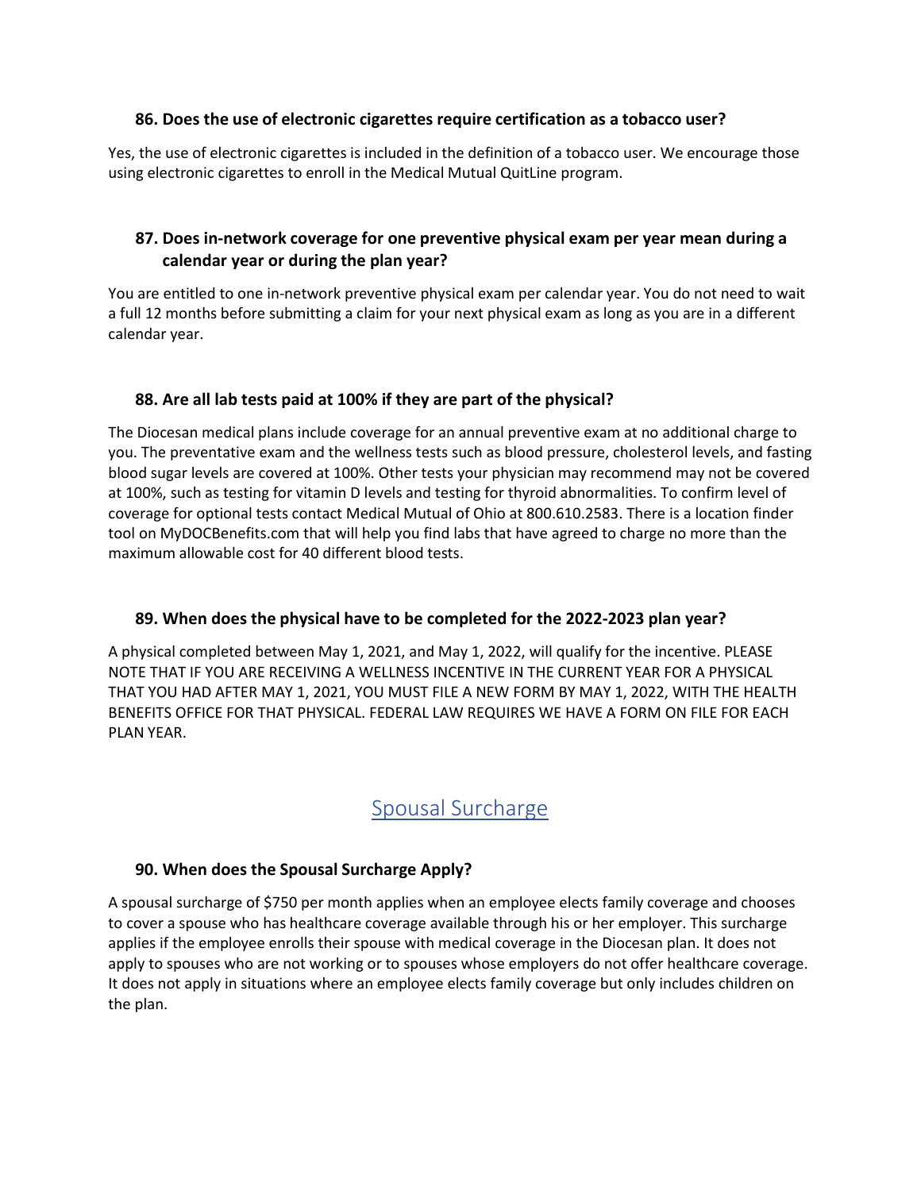### 86. Does the use of electronic cigarettes require certification as a tobacco user?

Yes, the use of electronic cigarettes is included in the definition of a tobacco user. We encourage those using electronic cigarettes to enroll in the Medical Mutual QuitLine program.

### 87. Does in-network coverage for one preventive physical exam per year mean during a calendar year or during the plan year?

You are entitled to one in-network preventive physical exam per calendar year. You do not need to wait a full 12 months before submitting a claim for your next physical exam as long as you are in a different calendar year.

### 88. Are all lab tests paid at 100% if they are part of the physical?

The Diocesan medical plans include coverage for an annual preventive exam at no additional charge to you. The preventative exam and the wellness tests such as blood pressure, cholesterol levels, and fasting blood sugar levels are covered at 100%. Other tests your physician may recommend may not be covered at 100%, such as testing for vitamin D levels and testing for thyroid abnormalities. To confirm level of coverage for optional tests contact Medical Mutual of Ohio at 800.610.2583. There is a location finder tool on MyDOCBenefits.com that will help you find labs that have agreed to charge no more than the maximum allowable cost for 40 different blood tests.

### 89. When does the physical have to be completed for the 2022-2023 plan year?

A physical completed between May 1, 2021, and May 1, 2022, will qualify for the incentive. PLEASE NOTE THAT IF YOU ARE RECEIVING A WELLNESS INCENTIVE IN THE CURRENT YEAR FOR A PHYSICAL THAT YOU HAD AFTER MAY 1, 2021, YOU MUST FILE A NEW FORM BY MAY 1, 2022, WITH THE HEALTH BENEFITS OFFICE FOR THAT PHYSICAL. FEDERAL LAW REQUIRES WE HAVE A FORM ON FILE FOR EACH PLAN YEAR.

## Spousal Surcharge

### 90. When does the Spousal Surcharge Apply?

A spousal surcharge of $750 per month applies when an employee elects family coverage and chooses to cover a spouse who has healthcare coverage available through his or her employer. This surcharge applies if the employee enrolls their spouse with medical coverage in the Diocesan plan. It does not apply to spouses who are not working or to spouses whose employers do not offer healthcare coverage. It does not apply in situations where an employee elects family coverage but only includes children on the plan.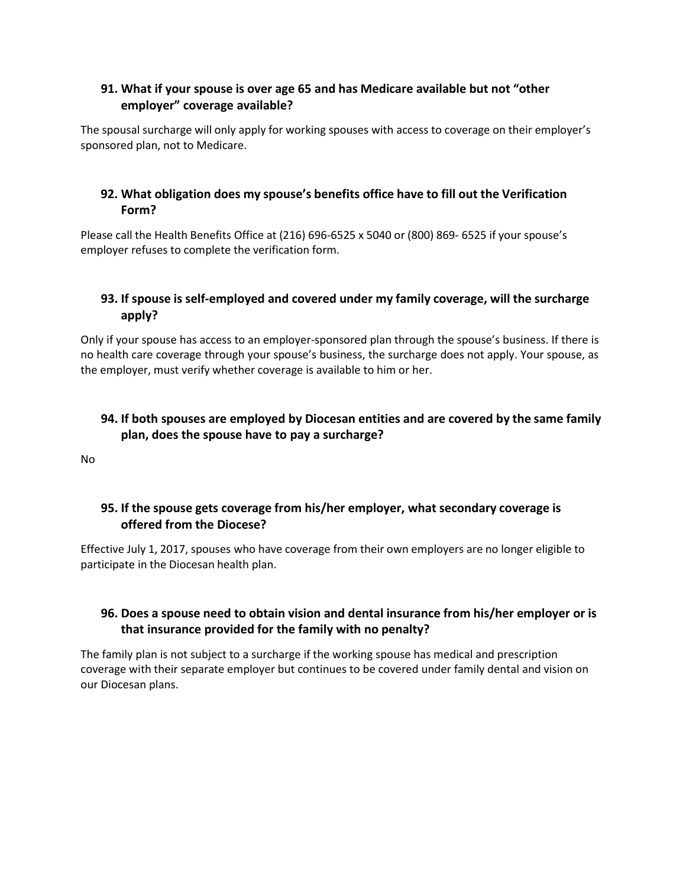### 91. What if your spouse is over age 65 and has Medicare available but not "other employer" coverage available?

The spousal surcharge will only apply for working spouses with access to coverage on their employer's sponsored plan, not to Medicare.

### 92. What obligation does my spouse's benefits office have to fill out the Verification Form?

Please call the Health Benefits Office at (216) 696-6525 x 5040 or (800) 869- 6525 if your spouse's employer refuses to complete the verification form.

### 93. If spouse is self-employed and covered under my family coverage, will the surcharge apply?

Only if your spouse has access to an employer-sponsored plan through the spouse's business. If there is no health care coverage through your spouse's business, the surcharge does not apply. Your spouse, as the employer, must verify whether coverage is available to him or her.

### 94. If both spouses are employed by Diocesan entities and are covered by the same family plan, does the spouse have to pay a surcharge?

No

### 95. If the spouse gets coverage from his/her employer, what secondary coverage is offered from the Diocese?

Effective July 1, 2017, spouses who have coverage from their own employers are no longer eligible to participate in the Diocesan health plan.

### 96. Does a spouse need to obtain vision and dental insurance from his/her employer or is that insurance provided for the family with no penalty?

The family plan is not subject to a surcharge if the working spouse has medical and prescription coverage with their separate employer but continues to be covered under family dental and vision on our Diocesan plans.